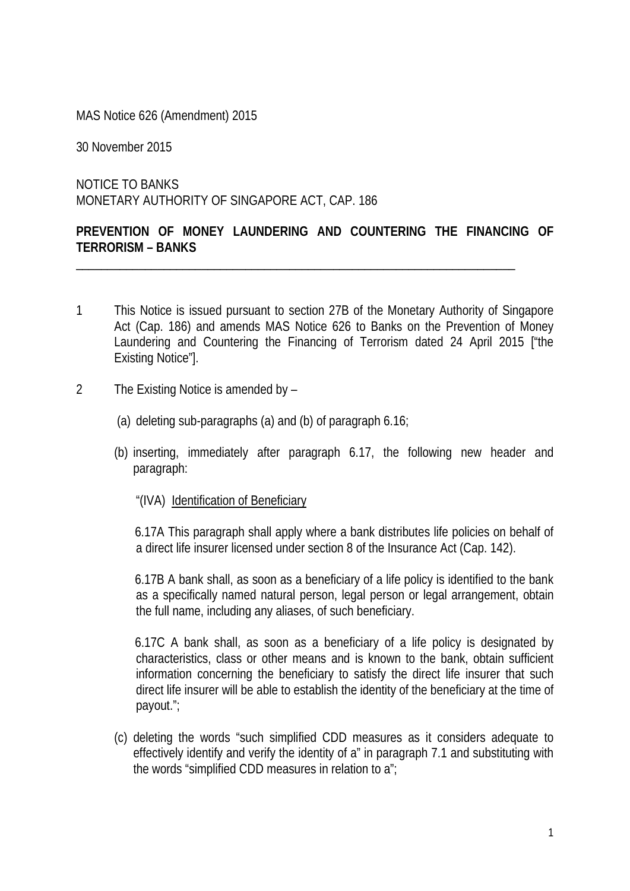MAS Notice 626 (Amendment) 2015

30 November 2015

NOTICE TO BANKS
MONETARY AUTHORITY OF SINGAPORE ACT, CAP. 186

**PREVENTION OF MONEY LAUNDERING AND COUNTERING THE FINANCING OF TERRORISM – BANKS**

---

1 This Notice is issued pursuant to section 27B of the Monetary Authority of Singapore Act (Cap. 186) and amends MAS Notice 626 to Banks on the Prevention of Money Laundering and Countering the Financing of Terrorism dated 24 April 2015 ["the Existing Notice"].

2 The Existing Notice is amended by –

(a) deleting sub-paragraphs (a) and (b) of paragraph 6.16;

(b) inserting, immediately after paragraph 6.17, the following new header and paragraph:

"(IVA) <u>Identification of Beneficiary</u>

6.17A This paragraph shall apply where a bank distributes life policies on behalf of a direct life insurer licensed under section 8 of the Insurance Act (Cap. 142).

6.17B A bank shall, as soon as a beneficiary of a life policy is identified to the bank as a specifically named natural person, legal person or legal arrangement, obtain the full name, including any aliases, of such beneficiary.

6.17C A bank shall, as soon as a beneficiary of a life policy is designated by characteristics, class or other means and is known to the bank, obtain sufficient information concerning the beneficiary to satisfy the direct life insurer that such direct life insurer will be able to establish the identity of the beneficiary at the time of payout.";

(c) deleting the words "such simplified CDD measures as it considers adequate to effectively identify and verify the identity of a" in paragraph 7.1 and substituting with the words "simplified CDD measures in relation to a";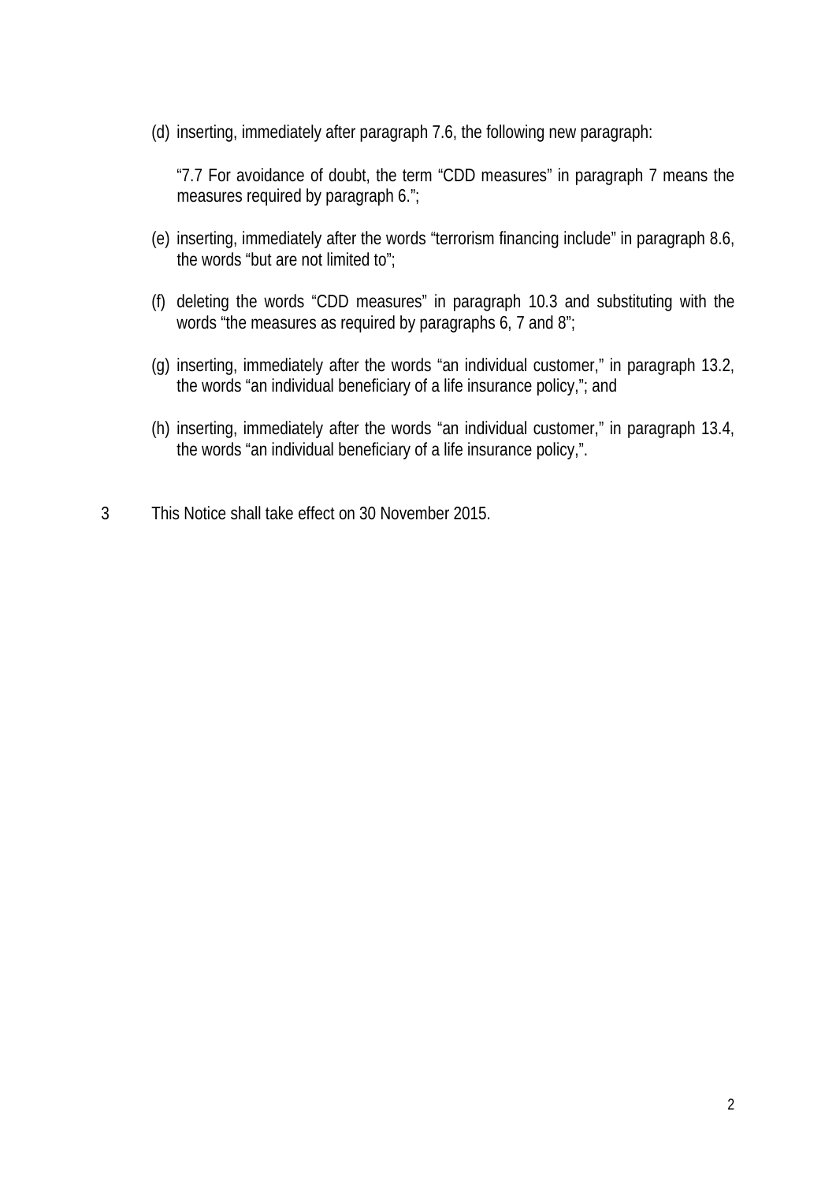(d) inserting, immediately after paragraph 7.6, the following new paragraph:

   "7.7 For avoidance of doubt, the term "CDD measures" in paragraph 7 means the measures required by paragraph 6.";

(e) inserting, immediately after the words "terrorism financing include" in paragraph 8.6, the words "but are not limited to";

(f) deleting the words "CDD measures" in paragraph 10.3 and substituting with the words "the measures as required by paragraphs 6, 7 and 8";

(g) inserting, immediately after the words "an individual customer," in paragraph 13.2, the words "an individual beneficiary of a life insurance policy,"; and

(h) inserting, immediately after the words "an individual customer," in paragraph 13.4, the words "an individual beneficiary of a life insurance policy,".

3 This Notice shall take effect on 30 November 2015.